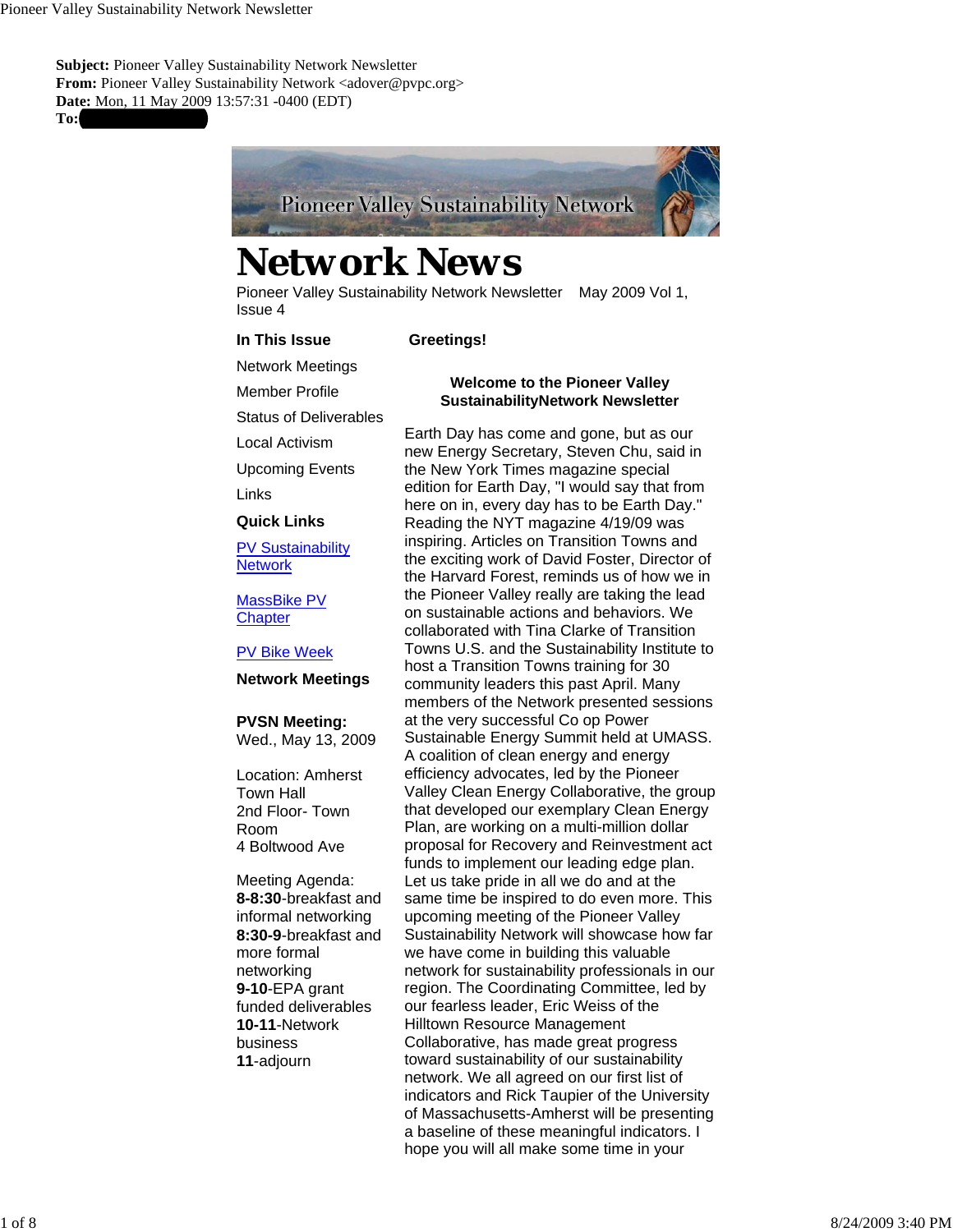**Subject:** Pioneer Valley Sustainability Network Newsletter
**From:** Pioneer Valley Sustainability Network <adover@pvpc.org>
**Date:** Mon, 11 May 2009 13:57:31 -0400 (EDT)
**To:**

Pioneer Valley Sustainability Network

# Network News

Pioneer Valley Sustainability Network Newsletter May 2009 Vol 1, Issue 4

**In This Issue**

Network Meetings

Member Profile

Status of Deliverables

Local Activism

Upcoming Events

Links

**Quick Links**

PV Sustainability Network

MassBike PV Chapter

PV Bike Week

**Network Meetings**

**PVSN Meeting:**
Wed., May 13, 2009

Location: Amherst Town Hall
2nd Floor- Town Room
4 Boltwood Ave

Meeting Agenda:
**8-8:30**-breakfast and informal networking
**8:30-9**-breakfast and more formal networking
**9-10**-EPA grant funded deliverables
**10-11**-Network business
**11**-adjourn

**Greetings!**

**Welcome to the Pioneer Valley SustainabilityNetwork Newsletter**

Earth Day has come and gone, but as our new Energy Secretary, Steven Chu, said in the New York Times magazine special edition for Earth Day, "I would say that from here on in, every day has to be Earth Day." Reading the NYT magazine 4/19/09 was inspiring. Articles on Transition Towns and the exciting work of David Foster, Director of the Harvard Forest, reminds us of how we in the Pioneer Valley really are taking the lead on sustainable actions and behaviors. We collaborated with Tina Clarke of Transition Towns U.S. and the Sustainability Institute to host a Transition Towns training for 30 community leaders this past April. Many members of the Network presented sessions at the very successful Co op Power Sustainable Energy Summit held at UMASS. A coalition of clean energy and energy efficiency advocates, led by the Pioneer Valley Clean Energy Collaborative, the group that developed our exemplary Clean Energy Plan, are working on a multi-million dollar proposal for Recovery and Reinvestment act funds to implement our leading edge plan. Let us take pride in all we do and at the same time be inspired to do even more. This upcoming meeting of the Pioneer Valley Sustainability Network will showcase how far we have come in building this valuable network for sustainability professionals in our region. The Coordinating Committee, led by our fearless leader, Eric Weiss of the Hilltown Resource Management Collaborative, has made great progress toward sustainability of our sustainability network. We all agreed on our first list of indicators and Rick Taupier of the University of Massachusetts-Amherst will be presenting a baseline of these meaningful indicators. I hope you will all make some time in your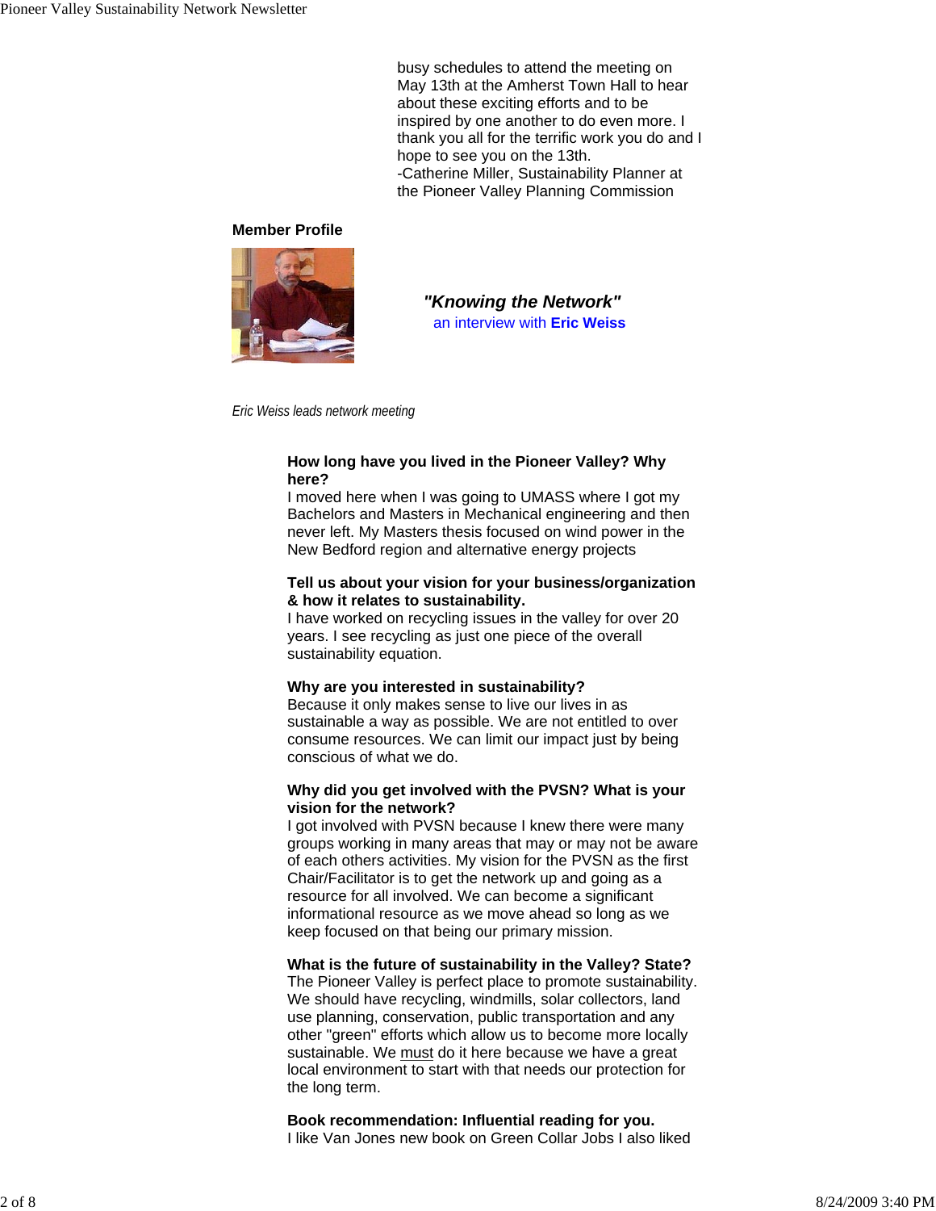busy schedules to attend the meeting on May 13th at the Amherst Town Hall to hear about these exciting efforts and to be inspired by one another to do even more. I thank you all for the terrific work you do and I hope to see you on the 13th.
-Catherine Miller, Sustainability Planner at the Pioneer Valley Planning Commission

### Member Profile

***"Knowing the Network"***
an interview with **Eric Weiss**

*Eric Weiss leads network meeting*

**How long have you lived in the Pioneer Valley? Why here?**
I moved here when I was going to UMASS where I got my Bachelors and Masters in Mechanical engineering and then never left. My Masters thesis focused on wind power in the New Bedford region and alternative energy projects

**Tell us about your vision for your business/organization & how it relates to sustainability.**
I have worked on recycling issues in the valley for over 20 years. I see recycling as just one piece of the overall sustainability equation.

**Why are you interested in sustainability?**
Because it only makes sense to live our lives in as sustainable a way as possible. We are not entitled to over consume resources. We can limit our impact just by being conscious of what we do.

**Why did you get involved with the PVSN? What is your vision for the network?**
I got involved with PVSN because I knew there were many groups working in many areas that may or may not be aware of each others activities. My vision for the PVSN as the first Chair/Facilitator is to get the network up and going as a resource for all involved. We can become a significant informational resource as we move ahead so long as we keep focused on that being our primary mission.

**What is the future of sustainability in the Valley? State?**
The Pioneer Valley is perfect place to promote sustainability. We should have recycling, windmills, solar collectors, land use planning, conservation, public transportation and any other "green" efforts which allow us to become more locally sustainable. We must do it here because we have a great local environment to start with that needs our protection for the long term.

**Book recommendation: Influential reading for you.**
I like Van Jones new book on Green Collar Jobs I also liked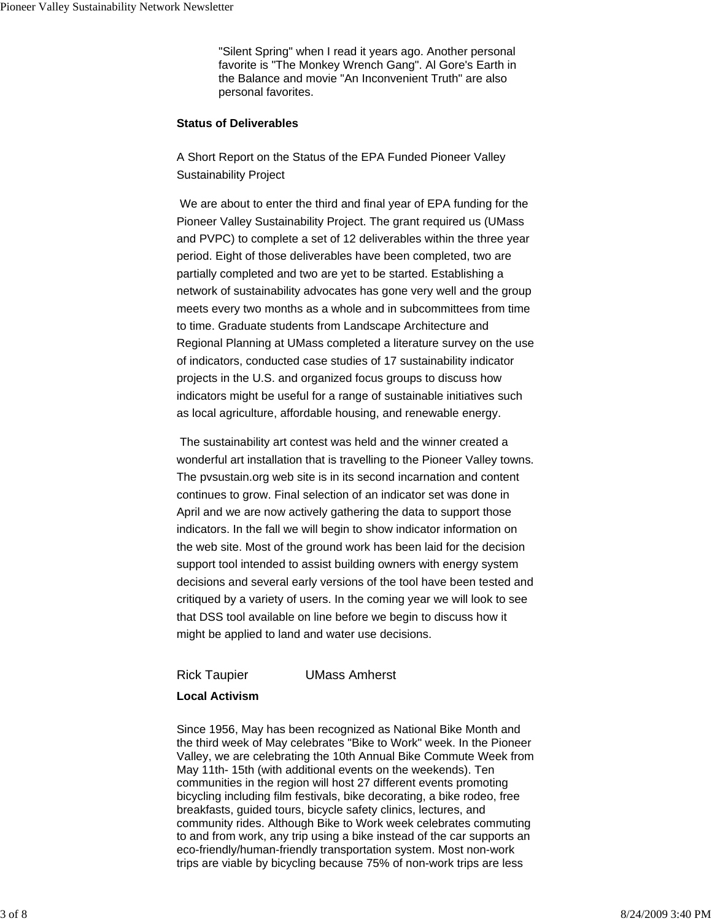"Silent Spring" when I read it years ago. Another personal favorite is "The Monkey Wrench Gang". Al Gore's Earth in the Balance and movie "An Inconvenient Truth" are also personal favorites.

**Status of Deliverables**

A Short Report on the Status of the EPA Funded Pioneer Valley Sustainability Project

We are about to enter the third and final year of EPA funding for the Pioneer Valley Sustainability Project. The grant required us (UMass and PVPC) to complete a set of 12 deliverables within the three year period. Eight of those deliverables have been completed, two are partially completed and two are yet to be started. Establishing a network of sustainability advocates has gone very well and the group meets every two months as a whole and in subcommittees from time to time. Graduate students from Landscape Architecture and Regional Planning at UMass completed a literature survey on the use of indicators, conducted case studies of 17 sustainability indicator projects in the U.S. and organized focus groups to discuss how indicators might be useful for a range of sustainable initiatives such as local agriculture, affordable housing, and renewable energy.

The sustainability art contest was held and the winner created a wonderful art installation that is travelling to the Pioneer Valley towns. The pvsustain.org web site is in its second incarnation and content continues to grow. Final selection of an indicator set was done in April and we are now actively gathering the data to support those indicators. In the fall we will begin to show indicator information on the web site. Most of the ground work has been laid for the decision support tool intended to assist building owners with energy system decisions and several early versions of the tool have been tested and critiqued by a variety of users. In the coming year we will look to see that DSS tool available on line before we begin to discuss how it might be applied to land and water use decisions.

Rick Taupier UMass Amherst

**Local Activism**

Since 1956, May has been recognized as National Bike Month and the third week of May celebrates "Bike to Work" week. In the Pioneer Valley, we are celebrating the 10th Annual Bike Commute Week from May 11th- 15th (with additional events on the weekends). Ten communities in the region will host 27 different events promoting bicycling including film festivals, bike decorating, a bike rodeo, free breakfasts, guided tours, bicycle safety clinics, lectures, and community rides. Although Bike to Work week celebrates commuting to and from work, any trip using a bike instead of the car supports an eco-friendly/human-friendly transportation system. Most non-work trips are viable by bicycling because 75% of non-work trips are less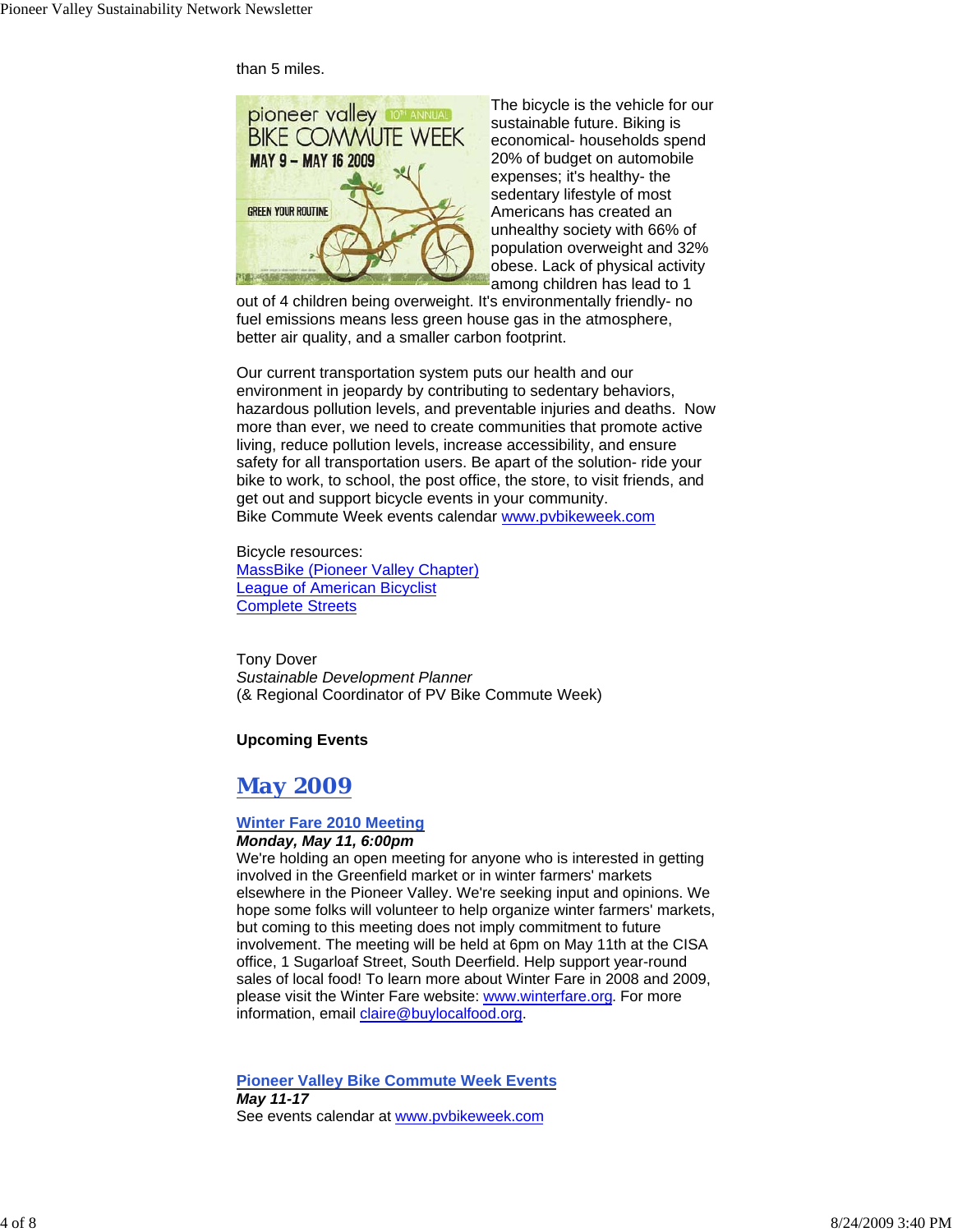than 5 miles.

The bicycle is the vehicle for our sustainable future. Biking is economical- households spend 20% of budget on automobile expenses; it's healthy- the sedentary lifestyle of most Americans has created an unhealthy society with 66% of population overweight and 32% obese. Lack of physical activity among children has lead to 1 out of 4 children being overweight. It's environmentally friendly- no fuel emissions means less green house gas in the atmosphere, better air quality, and a smaller carbon footprint.

Our current transportation system puts our health and our environment in jeopardy by contributing to sedentary behaviors, hazardous pollution levels, and preventable injuries and deaths. Now more than ever, we need to create communities that promote active living, reduce pollution levels, increase accessibility, and ensure safety for all transportation users. Be apart of the solution- ride your bike to work, to school, the post office, the store, to visit friends, and get out and support bicycle events in your community.
Bike Commute Week events calendar www.pvbikeweek.com

Bicycle resources:
MassBike (Pioneer Valley Chapter)
League of American Bicyclist
Complete Streets

Tony Dover
*Sustainable Development Planner*
(& Regional Coordinator of PV Bike Commute Week)

**Upcoming Events**

## May 2009

### Winter Fare 2010 Meeting

***Monday, May 11, 6:00pm***
We're holding an open meeting for anyone who is interested in getting involved in the Greenfield market or in winter farmers' markets elsewhere in the Pioneer Valley. We're seeking input and opinions. We hope some folks will volunteer to help organize winter farmers' markets, but coming to this meeting does not imply commitment to future involvement. The meeting will be held at 6pm on May 11th at the CISA office, 1 Sugarloaf Street, South Deerfield. Help support year-round sales of local food! To learn more about Winter Fare in 2008 and 2009, please visit the Winter Fare website: www.winterfare.org. For more information, email claire@buylocalfood.org.

### Pioneer Valley Bike Commute Week Events

***May 11-17***
See events calendar at www.pvbikeweek.com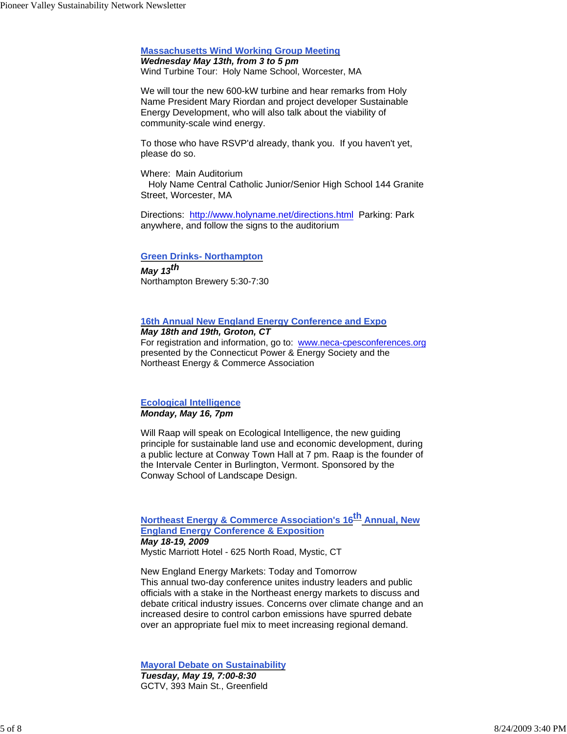### [Massachusetts Wind Working Group Meeting]

***Wednesday May 13th, from 3 to 5 pm***
Wind Turbine Tour: Holy Name School, Worcester, MA

We will tour the new 600-kW turbine and hear remarks from Holy Name President Mary Riordan and project developer Sustainable Energy Development, who will also talk about the viability of community-scale wind energy.

To those who have RSVP'd already, thank you. If you haven't yet, please do so.

Where: Main Auditorium
Holy Name Central Catholic Junior/Senior High School 144 Granite Street, Worcester, MA

Directions: http://www.holyname.net/directions.html Parking: Park anywhere, and follow the signs to the auditorium

### [Green Drinks- Northampton]

***May 13th***
Northampton Brewery 5:30-7:30

### [16th Annual New England Energy Conference and Expo]

***May 18th and 19th, Groton, CT***
For registration and information, go to: www.neca-cpesconferences.org presented by the Connecticut Power & Energy Society and the Northeast Energy & Commerce Association

### [Ecological Intelligence]

***Monday, May 16, 7pm***

Will Raap will speak on Ecological Intelligence, the new guiding principle for sustainable land use and economic development, during a public lecture at Conway Town Hall at 7 pm. Raap is the founder of the Intervale Center in Burlington, Vermont. Sponsored by the Conway School of Landscape Design.

### [Northeast Energy & Commerce Association's 16th Annual, New England Energy Conference & Exposition]

***May 18-19, 2009***
Mystic Marriott Hotel - 625 North Road, Mystic, CT

New England Energy Markets: Today and Tomorrow
This annual two-day conference unites industry leaders and public officials with a stake in the Northeast energy markets to discuss and debate critical industry issues. Concerns over climate change and an increased desire to control carbon emissions have spurred debate over an appropriate fuel mix to meet increasing regional demand.

### [Mayoral Debate on Sustainability]

***Tuesday, May 19, 7:00-8:30***
GCTV, 393 Main St., Greenfield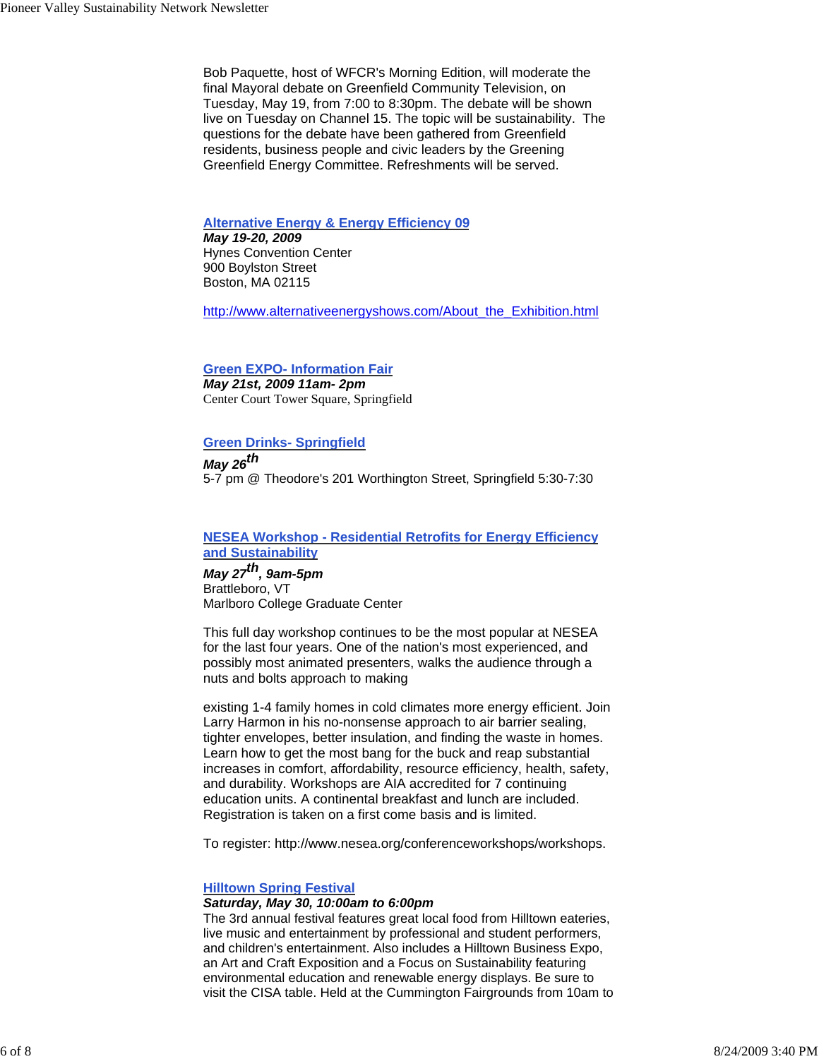Bob Paquette, host of WFCR's Morning Edition, will moderate the final Mayoral debate on Greenfield Community Television, on Tuesday, May 19, from 7:00 to 8:30pm. The debate will be shown live on Tuesday on Channel 15. The topic will be sustainability. The questions for the debate have been gathered from Greenfield residents, business people and civic leaders by the Greening Greenfield Energy Committee. Refreshments will be served.

**Alternative Energy & Energy Efficiency 09**
***May 19-20, 2009***
Hynes Convention Center
900 Boylston Street
Boston, MA 02115

http://www.alternativeenergyshows.com/About_the_Exhibition.html

**Green EXPO- Information Fair**
***May 21st, 2009 11am- 2pm***
Center Court Tower Square, Springfield

**Green Drinks- Springfield**
***May 26th***
5-7 pm @ Theodore's 201 Worthington Street, Springfield 5:30-7:30

**NESEA Workshop - Residential Retrofits for Energy Efficiency and Sustainability**
***May 27th, 9am-5pm***
Brattleboro, VT
Marlboro College Graduate Center

This full day workshop continues to be the most popular at NESEA for the last four years. One of the nation's most experienced, and possibly most animated presenters, walks the audience through a nuts and bolts approach to making

existing 1-4 family homes in cold climates more energy efficient. Join Larry Harmon in his no-nonsense approach to air barrier sealing, tighter envelopes, better insulation, and finding the waste in homes. Learn how to get the most bang for the buck and reap substantial increases in comfort, affordability, resource efficiency, health, safety, and durability. Workshops are AIA accredited for 7 continuing education units. A continental breakfast and lunch are included. Registration is taken on a first come basis and is limited.

To register: http://www.nesea.org/conferenceworkshops/workshops.

**Hilltown Spring Festival**
***Saturday, May 30, 10:00am to 6:00pm***
The 3rd annual festival features great local food from Hilltown eateries, live music and entertainment by professional and student performers, and children's entertainment. Also includes a Hilltown Business Expo, an Art and Craft Exposition and a Focus on Sustainability featuring environmental education and renewable energy displays. Be sure to visit the CISA table. Held at the Cummington Fairgrounds from 10am to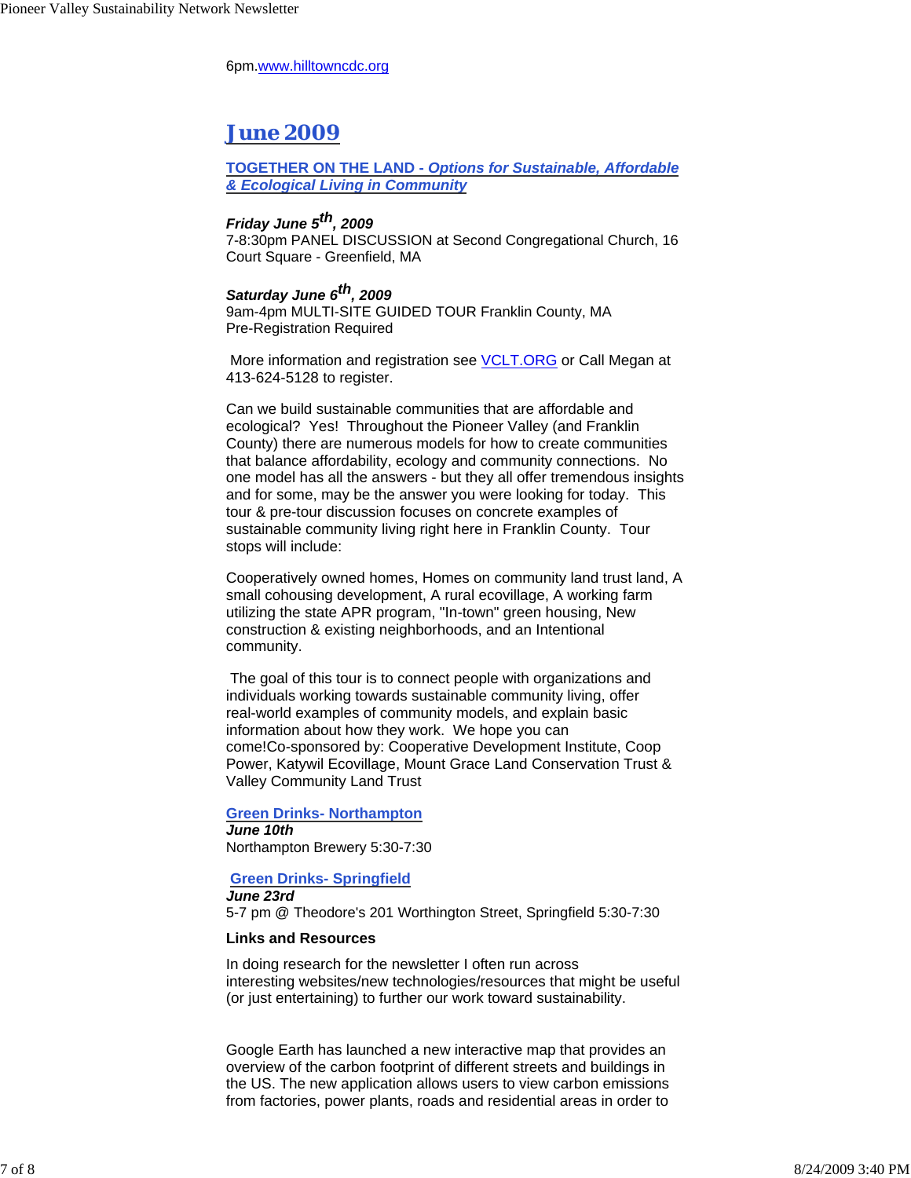6pm.www.hilltowncdc.org

## June 2009

**TOGETHER ON THE LAND - *Options for Sustainable, Affordable & Ecological Living in Community***

***Friday June 5th, 2009***
7-8:30pm PANEL DISCUSSION at Second Congregational Church, 16 Court Square - Greenfield, MA

***Saturday June 6th, 2009***
9am-4pm MULTI-SITE GUIDED TOUR Franklin County, MA
Pre-Registration Required

More information and registration see VCLT.ORG or Call Megan at 413-624-5128 to register.

Can we build sustainable communities that are affordable and ecological? Yes! Throughout the Pioneer Valley (and Franklin County) there are numerous models for how to create communities that balance affordability, ecology and community connections. No one model has all the answers - but they all offer tremendous insights and for some, may be the answer you were looking for today. This tour & pre-tour discussion focuses on concrete examples of sustainable community living right here in Franklin County. Tour stops will include:

Cooperatively owned homes, Homes on community land trust land, A small cohousing development, A rural ecovillage, A working farm utilizing the state APR program, "In-town" green housing, New construction & existing neighborhoods, and an Intentional community.

The goal of this tour is to connect people with organizations and individuals working towards sustainable community living, offer real-world examples of community models, and explain basic information about how they work. We hope you can come!Co-sponsored by: Cooperative Development Institute, Coop Power, Katywil Ecovillage, Mount Grace Land Conservation Trust & Valley Community Land Trust

**Green Drinks- Northampton**
***June 10th***
Northampton Brewery 5:30-7:30

**Green Drinks- Springfield**
***June 23rd***
5-7 pm @ Theodore's 201 Worthington Street, Springfield 5:30-7:30

**Links and Resources**

In doing research for the newsletter I often run across interesting websites/new technologies/resources that might be useful (or just entertaining) to further our work toward sustainability.

Google Earth has launched a new interactive map that provides an overview of the carbon footprint of different streets and buildings in the US. The new application allows users to view carbon emissions from factories, power plants, roads and residential areas in order to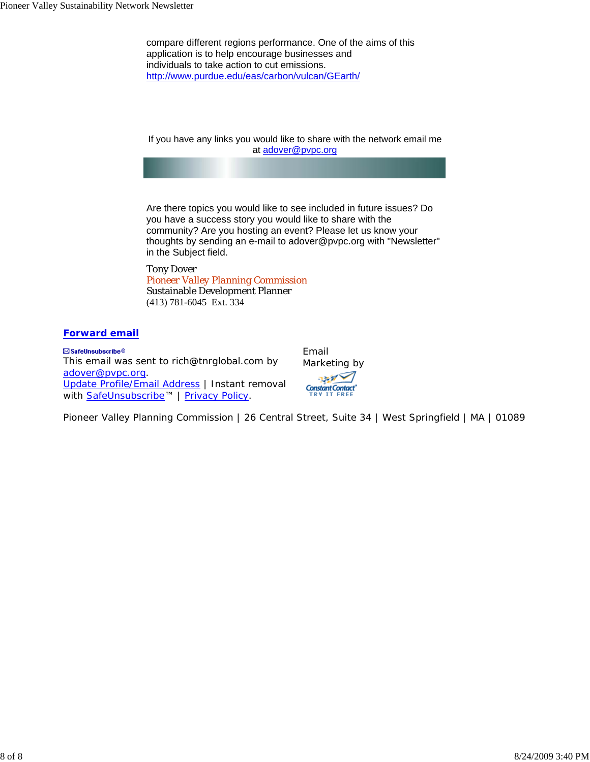compare different regions performance. One of the aims of this application is to help encourage businesses and individuals to take action to cut emissions.
http://www.purdue.edu/eas/carbon/vulcan/GEarth/

If you have any links you would like to share with the network email me at adover@pvpc.org

Are there topics you would like to see included in future issues? Do you have a success story you would like to share with the community? Are you hosting an event? Please let us know your thoughts by sending an e-mail to adover@pvpc.org with "Newsletter" in the Subject field.

Tony Dover
Pioneer Valley Planning Commission
Sustainable Development Planner
(413) 781-6045 Ext. 334

**Forward email**

SafeUnsubscribe®
This email was sent to rich@tnrglobal.com by adover@pvpc.org.
Update Profile/Email Address | Instant removal with SafeUnsubscribe™ | Privacy Policy.

Email Marketing by
Constant Contact TRY IT FREE

Pioneer Valley Planning Commission | 26 Central Street, Suite 34 | West Springfield | MA | 01089